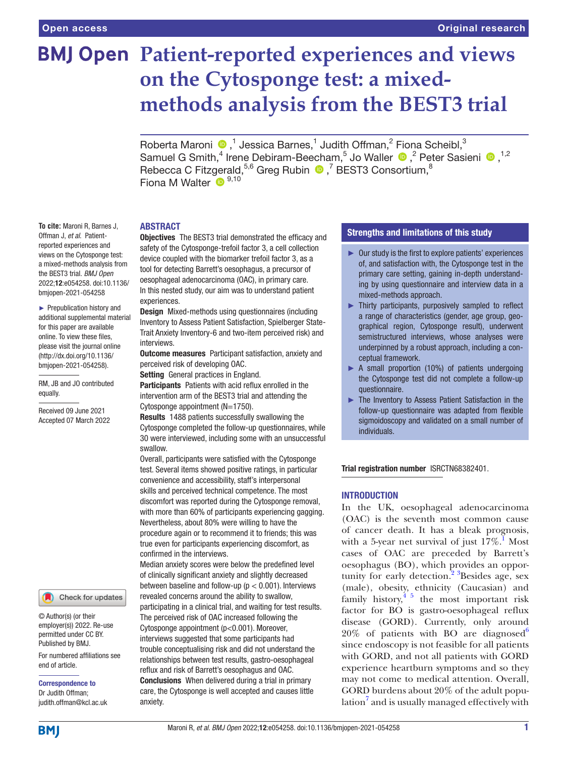Open access

Original research

# Patient-reported experiences and views on the Cytosponge test: a mixed-methods analysis from the BEST3 trial

Roberta Maroni,[1] Jessica Barnes,[1] Judith Offman,[2] Fiona Scheibl,[3] Samuel G Smith,[4] Irene Debiram-Beecham,[5] Jo Waller,[2] Peter Sasieni,[1,2] Rebecca C Fitzgerald,[5,6] Greg Rubin,[7] BEST3 Consortium,[8] Fiona M Walter[9,10]

**To cite:** Maroni R, Barnes J, Offman J, *et al*. Patient-reported experiences and views on the Cytosponge test: a mixed-methods analysis from the BEST3 trial. *BMJ Open* 2022;**12**:e054258. doi:10.1136/bmjopen-2021-054258

► Prepublication history and additional supplemental material for this paper are available online. To view these files, please visit the journal online (http://dx.doi.org/10.1136/bmjopen-2021-054258).

RM, JB and JO contributed equally.

Received 09 June 2021
Accepted 07 March 2022

© Author(s) (or their employer(s)) 2022. Re-use permitted under CC BY. Published by BMJ.

For numbered affiliations see end of article.

**Correspondence to**
Dr Judith Offman;
judith.offman@kcl.ac.uk

## ABSTRACT

**Objectives** The BEST3 trial demonstrated the efficacy and safety of the Cytosponge-trefoil factor 3, a cell collection device coupled with the biomarker trefoil factor 3, as a tool for detecting Barrett's oesophagus, a precursor of oesophageal adenocarcinoma (OAC), in primary care. In this nested study, our aim was to understand patient experiences.

**Design** Mixed-methods using questionnaires (including Inventory to Assess Patient Satisfaction, Spielberger State-Trait Anxiety Inventory-6 and two-item perceived risk) and interviews.

**Outcome measures** Participant satisfaction, anxiety and perceived risk of developing OAC.

**Setting** General practices in England.

**Participants** Patients with acid reflux enrolled in the intervention arm of the BEST3 trial and attending the Cytosponge appointment (N=1750).

**Results** 1488 patients successfully swallowing the Cytosponge completed the follow-up questionnaires, while 30 were interviewed, including some with an unsuccessful swallow.

Overall, participants were satisfied with the Cytosponge test. Several items showed positive ratings, in particular convenience and accessibility, staff's interpersonal skills and perceived technical competence. The most discomfort was reported during the Cytosponge removal, with more than 60% of participants experiencing gagging. Nevertheless, about 80% were willing to have the procedure again or to recommend it to friends; this was true even for participants experiencing discomfort, as confirmed in the interviews.

Median anxiety scores were below the predefined level of clinically significant anxiety and slightly decreased between baseline and follow-up ($p < 0.001$). Interviews revealed concerns around the ability to swallow, participating in a clinical trial, and waiting for test results. The perceived risk of OAC increased following the Cytosponge appointment ($p<0.001$). Moreover, interviews suggested that some participants had trouble conceptualising risk and did not understand the relationships between test results, gastro-oesophageal reflux and risk of Barrett's oesophagus and OAC.

**Conclusions** When delivered during a trial in primary care, the Cytosponge is well accepted and causes little anxiety.

## Strengths and limitations of this study

- ► Our study is the first to explore patients' experiences of, and satisfaction with, the Cytosponge test in the primary care setting, gaining in-depth understanding by using questionnaire and interview data in a mixed-methods approach.
- ► Thirty participants, purposively sampled to reflect a range of characteristics (gender, age group, geographical region, Cytosponge result), underwent semistructured interviews, whose analyses were underpinned by a robust approach, including a conceptual framework.
- ► A small proportion (10%) of patients undergoing the Cytosponge test did not complete a follow-up questionnaire.
- ► The Inventory to Assess Patient Satisfaction in the follow-up questionnaire was adapted from flexible sigmoidoscopy and validated on a small number of individuals.

**Trial registration number** ISRCTN68382401.

## INTRODUCTION

In the UK, oesophageal adenocarcinoma (OAC) is the seventh most common cause of cancer death. It has a bleak prognosis, with a 5-year net survival of just 17%.[1] Most cases of OAC are preceded by Barrett's oesophagus (BO), which provides an opportunity for early detection.[2,3] Besides age, sex (male), obesity, ethnicity (Caucasian) and family history,[4,5] the most important risk factor for BO is gastro-oesophageal reflux disease (GORD). Currently, only around 20% of patients with BO are diagnosed[6] since endoscopy is not feasible for all patients with GORD, and not all patients with GORD experience heartburn symptoms and so they may not come to medical attention. Overall, GORD burdens about 20% of the adult population[7] and is usually managed effectively with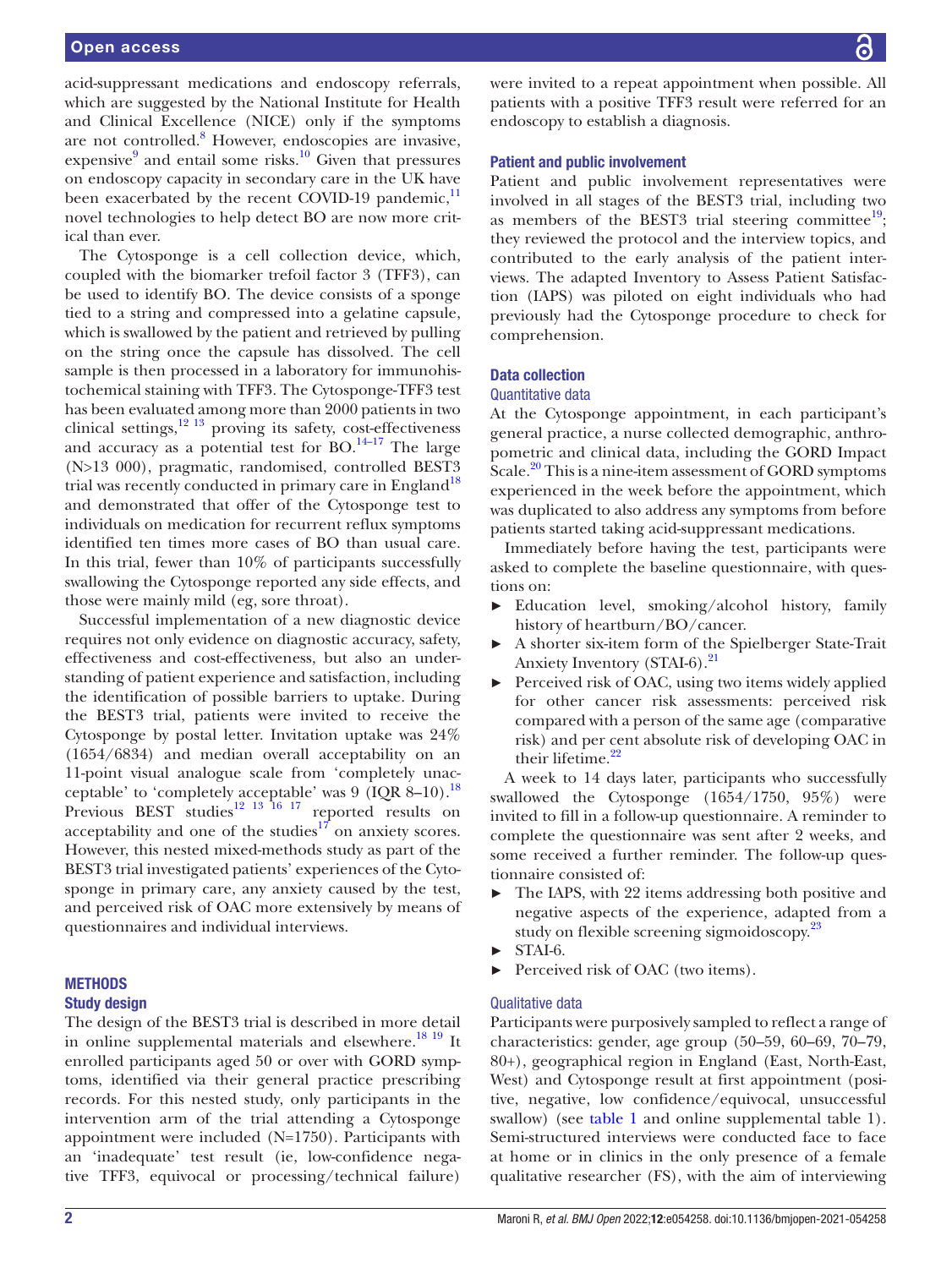acid-suppressant medications and endoscopy referrals, which are suggested by the National Institute for Health and Clinical Excellence (NICE) only if the symptoms are not controlled.[8] However, endoscopies are invasive, expensive[9] and entail some risks.[10] Given that pressures on endoscopy capacity in secondary care in the UK have been exacerbated by the recent COVID-19 pandemic,[11] novel technologies to help detect BO are now more critical than ever.

The Cytosponge is a cell collection device, which, coupled with the biomarker trefoil factor 3 (TFF3), can be used to identify BO. The device consists of a sponge tied to a string and compressed into a gelatine capsule, which is swallowed by the patient and retrieved by pulling on the string once the capsule has dissolved. The cell sample is then processed in a laboratory for immunohistochemical staining with TFF3. The Cytosponge-TFF3 test has been evaluated among more than 2000 patients in two clinical settings,[12 13] proving its safety, cost-effectiveness and accuracy as a potential test for BO.[14–17] The large (N>13 000), pragmatic, randomised, controlled BEST3 trial was recently conducted in primary care in England[18] and demonstrated that offer of the Cytosponge test to individuals on medication for recurrent reflux symptoms identified ten times more cases of BO than usual care. In this trial, fewer than 10% of participants successfully swallowing the Cytosponge reported any side effects, and those were mainly mild (eg, sore throat).

Successful implementation of a new diagnostic device requires not only evidence on diagnostic accuracy, safety, effectiveness and cost-effectiveness, but also an understanding of patient experience and satisfaction, including the identification of possible barriers to uptake. During the BEST3 trial, patients were invited to receive the Cytosponge by postal letter. Invitation uptake was 24% (1654/6834) and median overall acceptability on an 11-point visual analogue scale from 'completely unacceptable' to 'completely acceptable' was 9 (IQR 8–10).[18] Previous BEST studies[12 13 16 17] reported results on acceptability and one of the studies[17] on anxiety scores. However, this nested mixed-methods study as part of the BEST3 trial investigated patients' experiences of the Cytosponge in primary care, any anxiety caused by the test, and perceived risk of OAC more extensively by means of questionnaires and individual interviews.

## METHODS

### Study design

The design of the BEST3 trial is described in more detail in online supplemental materials and elsewhere.[18 19] It enrolled participants aged 50 or over with GORD symptoms, identified via their general practice prescribing records. For this nested study, only participants in the intervention arm of the trial attending a Cytosponge appointment were included (N=1750). Participants with an 'inadequate' test result (ie, low-confidence negative TFF3, equivocal or processing/technical failure) were invited to a repeat appointment when possible. All patients with a positive TFF3 result were referred for an endoscopy to establish a diagnosis.

### Patient and public involvement

Patient and public involvement representatives were involved in all stages of the BEST3 trial, including two as members of the BEST3 trial steering committee[19]; they reviewed the protocol and the interview topics, and contributed to the early analysis of the patient interviews. The adapted Inventory to Assess Patient Satisfaction (IAPS) was piloted on eight individuals who had previously had the Cytosponge procedure to check for comprehension.

### Data collection

#### Quantitative data

At the Cytosponge appointment, in each participant's general practice, a nurse collected demographic, anthropometric and clinical data, including the GORD Impact Scale.[20] This is a nine-item assessment of GORD symptoms experienced in the week before the appointment, which was duplicated to also address any symptoms from before patients started taking acid-suppressant medications.

Immediately before having the test, participants were asked to complete the baseline questionnaire, with questions on:

- Education level, smoking/alcohol history, family history of heartburn/BO/cancer.
- A shorter six-item form of the Spielberger State-Trait Anxiety Inventory (STAI-6).[21]
- Perceived risk of OAC, using two items widely applied for other cancer risk assessments: perceived risk compared with a person of the same age (comparative risk) and per cent absolute risk of developing OAC in their lifetime.[22]

A week to 14 days later, participants who successfully swallowed the Cytosponge (1654/1750, 95%) were invited to fill in a follow-up questionnaire. A reminder to complete the questionnaire was sent after 2 weeks, and some received a further reminder. The follow-up questionnaire consisted of:

- The IAPS, with 22 items addressing both positive and negative aspects of the experience, adapted from a study on flexible screening sigmoidoscopy.[23]
- STAI-6.
- Perceived risk of OAC (two items).

#### Qualitative data

Participants were purposively sampled to reflect a range of characteristics: gender, age group (50–59, 60–69, 70–79, 80+), geographical region in England (East, North-East, West) and Cytosponge result at first appointment (positive, negative, low confidence/equivocal, unsuccessful swallow) (see table 1 and online supplemental table 1). Semi-structured interviews were conducted face to face at home or in clinics in the only presence of a female qualitative researcher (FS), with the aim of interviewing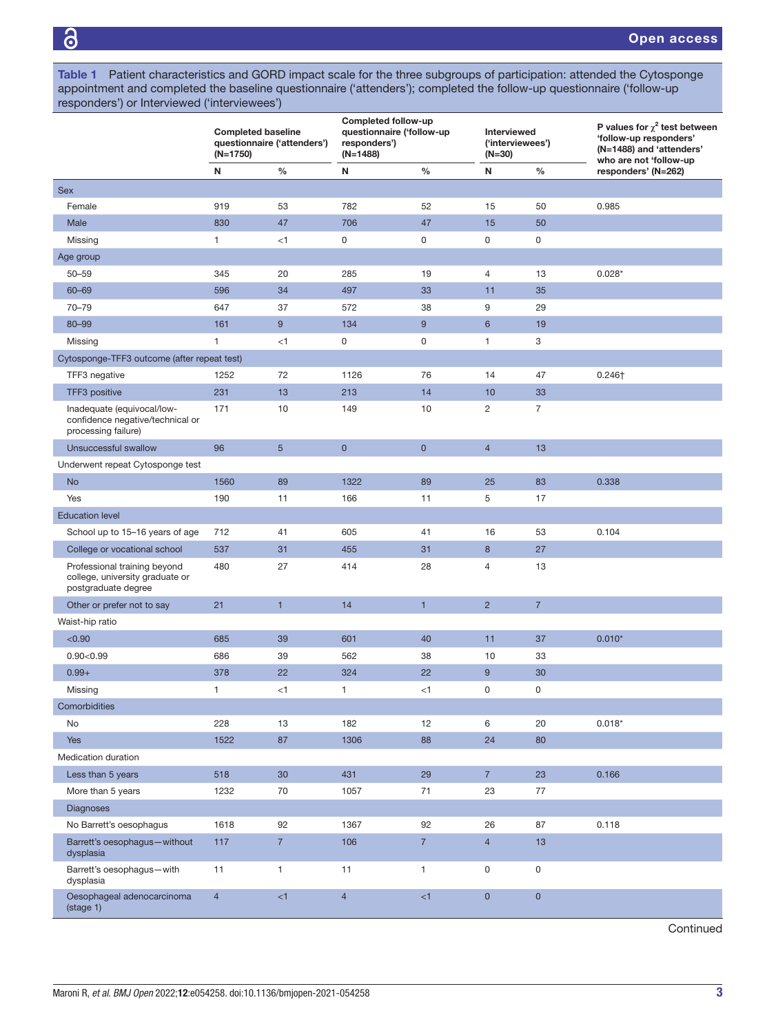**Table 1** Patient characteristics and GORD impact scale for the three subgroups of participation: attended the Cytosponge appointment and completed the baseline questionnaire ('attenders'); completed the follow-up questionnaire ('follow-up responders') or Interviewed ('interviewees')

| | Completed baseline questionnaire ('attenders') (N=1750) | | Completed follow-up questionnaire ('follow-up responders') (N=1488) | | Interviewed ('interviewees') (N=30) | | P values for $\chi^2$ test between 'follow-up responders' (N=1488) and 'attenders' who are not 'follow-up responders' (N=262) |
|---|---|---|---|---|---|---|---|
| | N | % | N | % | N | % | |
| Sex | | | | | | | |
| Female | 919 | 53 | 782 | 52 | 15 | 50 | 0.985 |
| Male | 830 | 47 | 706 | 47 | 15 | 50 | |
| Missing | 1 | <1 | 0 | 0 | 0 | 0 | |
| Age group | | | | | | | |
| 50–59 | 345 | 20 | 285 | 19 | 4 | 13 | 0.028* |
| 60–69 | 596 | 34 | 497 | 33 | 11 | 35 | |
| 70–79 | 647 | 37 | 572 | 38 | 9 | 29 | |
| 80–99 | 161 | 9 | 134 | 9 | 6 | 19 | |
| Missing | 1 | <1 | 0 | 0 | 1 | 3 | |
| Cytosponge-TFF3 outcome (after repeat test) | | | | | | | |
| TFF3 negative | 1252 | 72 | 1126 | 76 | 14 | 47 | 0.246† |
| TFF3 positive | 231 | 13 | 213 | 14 | 10 | 33 | |
| Inadequate (equivocal/low-confidence negative/technical or processing failure) | 171 | 10 | 149 | 10 | 2 | 7 | |
| Unsuccessful swallow | 96 | 5 | 0 | 0 | 4 | 13 | |
| Underwent repeat Cytosponge test | | | | | | | |
| No | 1560 | 89 | 1322 | 89 | 25 | 83 | 0.338 |
| Yes | 190 | 11 | 166 | 11 | 5 | 17 | |
| Education level | | | | | | | |
| School up to 15–16 years of age | 712 | 41 | 605 | 41 | 16 | 53 | 0.104 |
| College or vocational school | 537 | 31 | 455 | 31 | 8 | 27 | |
| Professional training beyond college, university graduate or postgraduate degree | 480 | 27 | 414 | 28 | 4 | 13 | |
| Other or prefer not to say | 21 | 1 | 14 | 1 | 2 | 7 | |
| Waist-hip ratio | | | | | | | |
| <0.90 | 685 | 39 | 601 | 40 | 11 | 37 | 0.010* |
| 0.90<0.99 | 686 | 39 | 562 | 38 | 10 | 33 | |
| 0.99+ | 378 | 22 | 324 | 22 | 9 | 30 | |
| Missing | 1 | <1 | 1 | <1 | 0 | 0 | |
| Comorbidities | | | | | | | |
| No | 228 | 13 | 182 | 12 | 6 | 20 | 0.018* |
| Yes | 1522 | 87 | 1306 | 88 | 24 | 80 | |
| Medication duration | | | | | | | |
| Less than 5 years | 518 | 30 | 431 | 29 | 7 | 23 | 0.166 |
| More than 5 years | 1232 | 70 | 1057 | 71 | 23 | 77 | |
| Diagnoses | | | | | | | |
| No Barrett's oesophagus | 1618 | 92 | 1367 | 92 | 26 | 87 | 0.118 |
| Barrett's oesophagus—without dysplasia | 117 | 7 | 106 | 7 | 4 | 13 | |
| Barrett's oesophagus—with dysplasia | 11 | 1 | 11 | 1 | 0 | 0 | |
| Oesophageal adenocarcinoma (stage 1) | 4 | <1 | 4 | <1 | 0 | 0 | |

Continued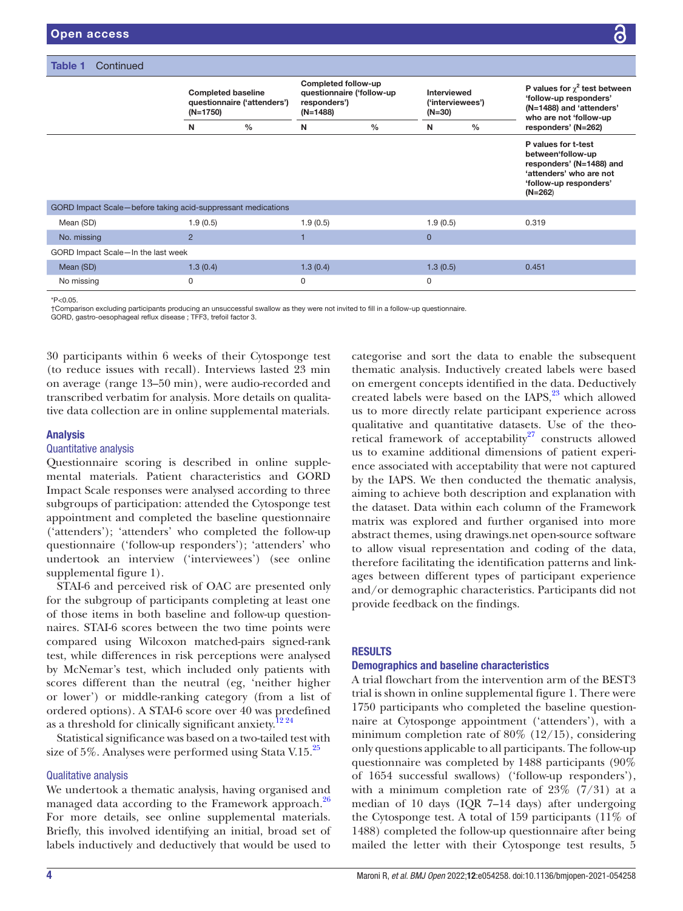**Table 1** Continued

| | Completed baseline questionnaire ('attenders') (N=1750) | | Completed follow-up questionnaire ('follow-up responders') (N=1488) | | Interviewed ('interviewees') (N=30) | | P values for $\chi^2$ test between 'follow-up responders' (N=1488) and 'attenders' who are not 'follow-up responders' (N=262) |
|---|---|---|---|---|---|---|---|
| | N | % | N | % | N | % | |
| | | | | | | | P values for t-test between'follow-up responders' (N=1488) and 'attenders' who are not 'follow-up responders' (N=262) |
| GORD Impact Scale—before taking acid-suppressant medications | | | | | | | |
| Mean (SD) | 1.9 (0.5) | | 1.9 (0.5) | | 1.9 (0.5) | | 0.319 |
| No. missing | 2 | | 1 | | 0 | | |
| GORD Impact Scale—In the last week | | | | | | | |
| Mean (SD) | 1.3 (0.4) | | 1.3 (0.4) | | 1.3 (0.5) | | 0.451 |
| No missing | 0 | | 0 | | 0 | | |

*P<0.05.
†Comparison excluding participants producing an unsuccessful swallow as they were not invited to fill in a follow-up questionnaire.
GORD, gastro-oesophageal reflux disease ; TFF3, trefoil factor 3.

30 participants within 6 weeks of their Cytosponge test (to reduce issues with recall). Interviews lasted 23 min on average (range 13–50 min), were audio-recorded and transcribed verbatim for analysis. More details on qualitative data collection are in online supplemental materials.

## Analysis

### Quantitative analysis

Questionnaire scoring is described in online supplemental materials. Patient characteristics and GORD Impact Scale responses were analysed according to three subgroups of participation: attended the Cytosponge test appointment and completed the baseline questionnaire ('attenders'); 'attenders' who completed the follow-up questionnaire ('follow-up responders'); 'attenders' who undertook an interview ('interviewees') (see online supplemental figure 1).

STAI-6 and perceived risk of OAC are presented only for the subgroup of participants completing at least one of those items in both baseline and follow-up questionnaires. STAI-6 scores between the two time points were compared using Wilcoxon matched-pairs signed-rank test, while differences in risk perceptions were analysed by McNemar's test, which included only patients with scores different than the neutral (eg, 'neither higher or lower') or middle-ranking category (from a list of ordered options). A STAI-6 score over 40 was predefined as a threshold for clinically significant anxiety.[12 24]

Statistical significance was based on a two-tailed test with size of 5%. Analyses were performed using Stata V.15.[25]

### Qualitative analysis

We undertook a thematic analysis, having organised and managed data according to the Framework approach.[26] For more details, see online supplemental materials. Briefly, this involved identifying an initial, broad set of labels inductively and deductively that would be used to categorise and sort the data to enable the subsequent thematic analysis. Inductively created labels were based on emergent concepts identified in the data. Deductively created labels were based on the IAPS,[23] which allowed us to more directly relate participant experience across qualitative and quantitative datasets. Use of the theoretical framework of acceptability[27] constructs allowed us to examine additional dimensions of patient experience associated with acceptability that were not captured by the IAPS. We then conducted the thematic analysis, aiming to achieve both description and explanation with the dataset. Data within each column of the Framework matrix was explored and further organised into more abstract themes, using drawings.net open-source software to allow visual representation and coding of the data, therefore facilitating the identification patterns and linkages between different types of participant experience and/or demographic characteristics. Participants did not provide feedback on the findings.

## RESULTS

### Demographics and baseline characteristics

A trial flowchart from the intervention arm of the BEST3 trial is shown in online supplemental figure 1. There were 1750 participants who completed the baseline questionnaire at Cytosponge appointment ('attenders'), with a minimum completion rate of 80% (12/15), considering only questions applicable to all participants. The follow-up questionnaire was completed by 1488 participants (90% of 1654 successful swallows) ('follow-up responders'), with a minimum completion rate of 23% (7/31) at a median of 10 days (IQR 7–14 days) after undergoing the Cytosponge test. A total of 159 participants (11% of 1488) completed the follow-up questionnaire after being mailed the letter with their Cytosponge test results, 5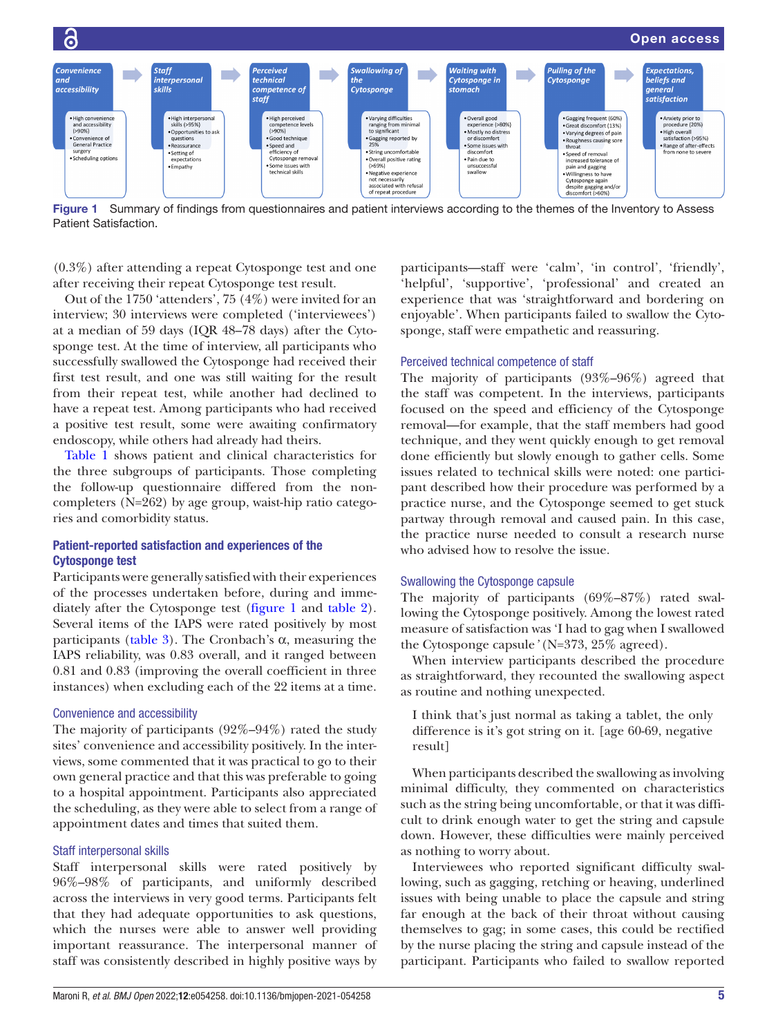**Convenience and accessibility**
- High convenience and accessibility (>90%)
- Convenience of General Practice surgery
- Scheduling options

**Staff interpersonal skills**
- High interpersonal skills (>95%)
- Opportunities to ask questions
- Reassurance
- Setting of expectations
- Empathy

**Perceived technical competence of staff**
- High perceived competence levels (>90%)
- Good technique
- Speed and efficiency of Cytosponge removal
- Some issues with technical skills

**Swallowing of the Cytosponge**
- Varying difficulties ranging from minimal to significant
- Gagging reported by 25%
- String uncomfortable
- Overall positive rating (>69%)
- Negative experience not necessarily associated with refusal of repeat procedure

**Waiting with Cytosponge in stomach**
- Overall good experience (>80%)
- Mostly no distress or discomfort
- Some issues with discomfort
- Pain due to unsuccessful swallow

**Pulling of the Cytosponge**
- Gagging frequent (60%)
- Great discomfort (13%)
- Varying degrees of pain
- Roughness causing sore throat
- Speed of removal increased tolerance of pain and gagging
- Willingness to have Cytosponge again despite gagging and/or discomfort (>60%)

**Expectations, beliefs and general satisfaction**
- Anxiety prior to procedure (20%)
- High overall satisfaction (>95%)
- Range of after-effects from none to severe

Figure 1 Summary of findings from questionnaires and patient interviews according to the themes of the Inventory to Assess Patient Satisfaction.

(0.3%) after attending a repeat Cytosponge test and one after receiving their repeat Cytosponge test result.

Out of the 1750 'attenders', 75 (4%) were invited for an interview; 30 interviews were completed ('interviewees') at a median of 59 days (IQR 48–78 days) after the Cytosponge test. At the time of interview, all participants who successfully swallowed the Cytosponge had received their first test result, and one was still waiting for the result from their repeat test, while another had declined to have a repeat test. Among participants who had received a positive test result, some were awaiting confirmatory endoscopy, while others had already had theirs.

Table 1 shows patient and clinical characteristics for the three subgroups of participants. Those completing the follow-up questionnaire differed from the non-completers (N=262) by age group, waist-hip ratio categories and comorbidity status.

### Patient-reported satisfaction and experiences of the Cytosponge test

Participants were generally satisfied with their experiences of the processes undertaken before, during and immediately after the Cytosponge test (figure 1 and table 2). Several items of the IAPS were rated positively by most participants (table 3). The Cronbach's α, measuring the IAPS reliability, was 0.83 overall, and it ranged between 0.81 and 0.83 (improving the overall coefficient in three instances) when excluding each of the 22 items at a time.

#### Convenience and accessibility

The majority of participants (92%–94%) rated the study sites' convenience and accessibility positively. In the interviews, some commented that it was practical to go to their own general practice and that this was preferable to going to a hospital appointment. Participants also appreciated the scheduling, as they were able to select from a range of appointment dates and times that suited them.

#### Staff interpersonal skills

Staff interpersonal skills were rated positively by 96%–98% of participants, and uniformly described across the interviews in very good terms. Participants felt that they had adequate opportunities to ask questions, which the nurses were able to answer well providing important reassurance. The interpersonal manner of staff was consistently described in highly positive ways by participants—staff were 'calm', 'in control', 'friendly', 'helpful', 'supportive', 'professional' and created an experience that was 'straightforward and bordering on enjoyable'. When participants failed to swallow the Cytosponge, staff were empathetic and reassuring.

#### Perceived technical competence of staff

The majority of participants (93%–96%) agreed that the staff was competent. In the interviews, participants focused on the speed and efficiency of the Cytosponge removal—for example, that the staff members had good technique, and they went quickly enough to get removal done efficiently but slowly enough to gather cells. Some issues related to technical skills were noted: one participant described how their procedure was performed by a practice nurse, and the Cytosponge seemed to get stuck partway through removal and caused pain. In this case, the practice nurse needed to consult a research nurse who advised how to resolve the issue.

#### Swallowing the Cytosponge capsule

The majority of participants (69%–87%) rated swallowing the Cytosponge positively. Among the lowest rated measure of satisfaction was 'I had to gag when I swallowed the Cytosponge capsule*'* (N=373, 25% agreed).

When interview participants described the procedure as straightforward, they recounted the swallowing aspect as routine and nothing unexpected.

> I think that's just normal as taking a tablet, the only difference is it's got string on it. [age 60-69, negative result]

When participants described the swallowing as involving minimal difficulty, they commented on characteristics such as the string being uncomfortable, or that it was difficult to drink enough water to get the string and capsule down. However, these difficulties were mainly perceived as nothing to worry about.

Interviewees who reported significant difficulty swallowing, such as gagging, retching or heaving, underlined issues with being unable to place the capsule and string far enough at the back of their throat without causing themselves to gag; in some cases, this could be rectified by the nurse placing the string and capsule instead of the participant. Participants who failed to swallow reported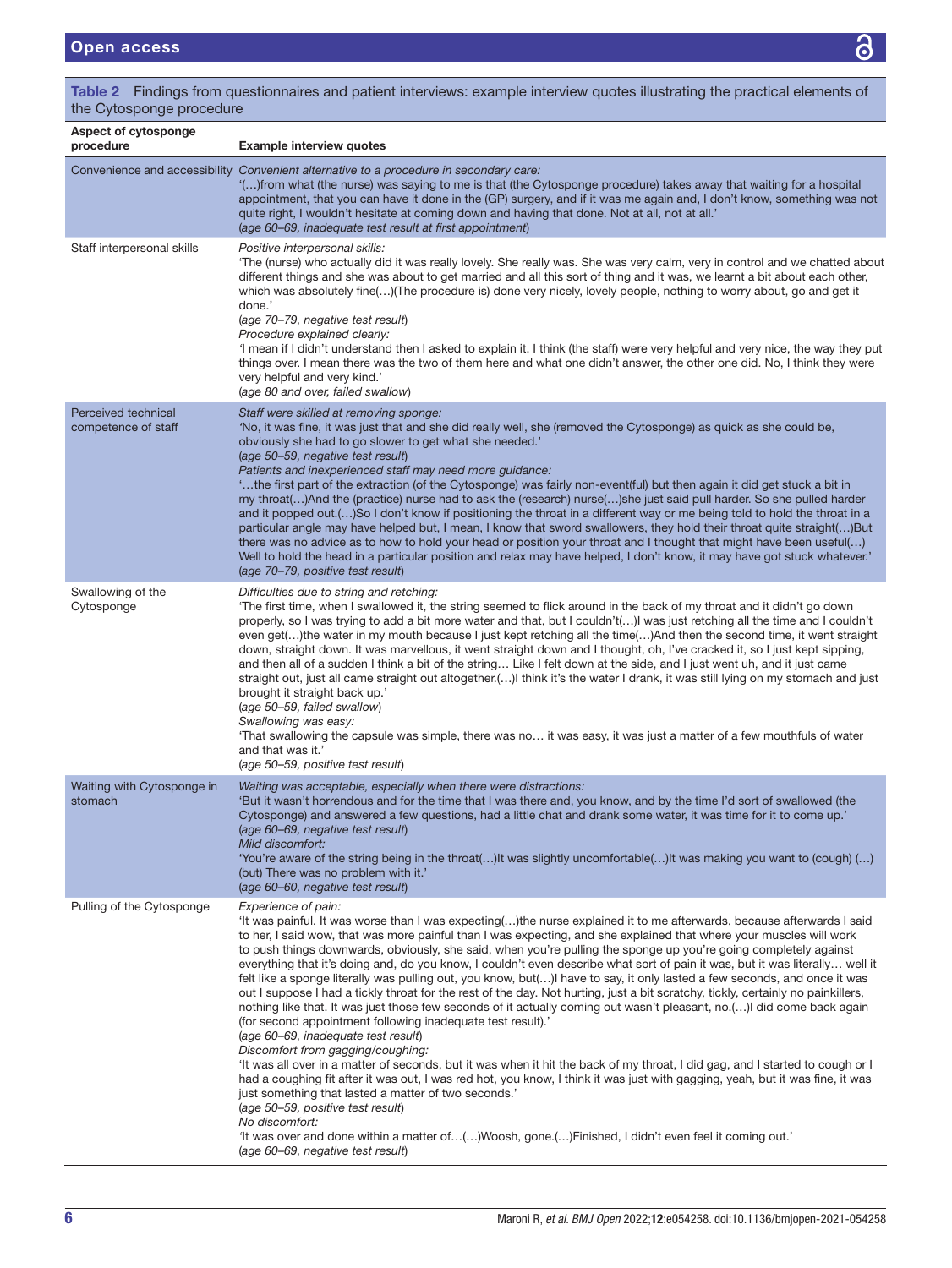**Table 2** Findings from questionnaires and patient interviews: example interview quotes illustrating the practical elements of the Cytosponge procedure

| Aspect of cytosponge procedure | Example interview quotes |
|---|---|
| Convenience and accessibility | *Convenient alternative to a procedure in secondary care:*<br>'(…)from what (the nurse) was saying to me is that (the Cytosponge procedure) takes away that waiting for a hospital appointment, that you can have it done in the (GP) surgery, and if it was me again and, I don't know, something was not quite right, I wouldn't hesitate at coming down and having that done. Not at all, not at all.'<br>(*age 60–69, inadequate test result at first appointment*) |
| Staff interpersonal skills | *Positive interpersonal skills:*<br>'The (nurse) who actually did it was really lovely. She really was. She was very calm, very in control and we chatted about different things and she was about to get married and all this sort of thing and it was, we learnt a bit about each other, which was absolutely fine(…)(The procedure is) done very nicely, lovely people, nothing to worry about, go and get it done.'<br>(*age 70–79, negative test result*)<br>*Procedure explained clearly:*<br>'I mean if I didn't understand then I asked to explain it. I think (the staff) were very helpful and very nice, the way they put things over. I mean there was the two of them here and what one didn't answer, the other one did. No, I think they were very helpful and very kind.'<br>(*age 80 and over, failed swallow*) |
| Perceived technical competence of staff | *Staff were skilled at removing sponge:*<br>'No, it was fine, it was just that and she did really well, she (removed the Cytosponge) as quick as she could be, obviously she had to go slower to get what she needed.'<br>(*age 50–59, negative test result*)<br>*Patients and inexperienced staff may need more guidance:*<br>'…the first part of the extraction (of the Cytosponge) was fairly non-event(ful) but then again it did get stuck a bit in my throat(…)And the (practice) nurse had to ask the (research) nurse(…)she just said pull harder. So she pulled harder and it popped out.(…)So I don't know if positioning the throat in a different way or me being told to hold the throat in a particular angle may have helped but, I mean, I know that sword swallowers, they hold their throat quite straight(…)But there was no advice as to how to hold your head or position your throat and I thought that might have been useful(…) Well to hold the head in a particular position and relax may have helped, I don't know, it may have got stuck whatever.'<br>(*age 70–79, positive test result*) |
| Swallowing of the Cytosponge | *Difficulties due to string and retching:*<br>'The first time, when I swallowed it, the string seemed to flick around in the back of my throat and it didn't go down properly, so I was trying to add a bit more water and that, but I couldn't(…)I was just retching all the time and I couldn't even get(…)the water in my mouth because I just kept retching all the time(…)And then the second time, it went straight down, straight down. It was marvellous, it went straight down and I thought, oh, I've cracked it, so I just kept sipping, and then all of a sudden I think a bit of the string… Like I felt down at the side, and I just went uh, and it just came straight out, just all came straight out altogether.(…)I think it's the water I drank, it was still lying on my stomach and just brought it straight back up.'<br>(*age 50–59, failed swallow*)<br>*Swallowing was easy:*<br>'That swallowing the capsule was simple, there was no… it was easy, it was just a matter of a few mouthfuls of water and that was it.'<br>(*age 50–59, positive test result*) |
| Waiting with Cytosponge in stomach | *Waiting was acceptable, especially when there were distractions:*<br>'But it wasn't horrendous and for the time that I was there and, you know, and by the time I'd sort of swallowed (the Cytosponge) and answered a few questions, had a little chat and drank some water, it was time for it to come up.'<br>(*age 60–69, negative test result*)<br>*Mild discomfort:*<br>'You're aware of the string being in the throat(…)It was slightly uncomfortable(…)It was making you want to (cough) (…) (but) There was no problem with it.'<br>(*age 60–60, negative test result*) |
| Pulling of the Cytosponge | *Experience of pain:*<br>'It was painful. It was worse than I was expecting(…)the nurse explained it to me afterwards, because afterwards I said to her, I said wow, that was more painful than I was expecting, and she explained that where your muscles will work to push things downwards, obviously, she said, when you're pulling the sponge up you're going completely against everything that it's doing and, do you know, I couldn't even describe what sort of pain it was, but it was literally… well it felt like a sponge literally was pulling out, you know, but(…)I have to say, it only lasted a few seconds, and once it was out I suppose I had a tickly throat for the rest of the day. Not hurting, just a bit scratchy, tickly, certainly no painkillers, nothing like that. It was just those few seconds of it actually coming out wasn't pleasant, no.(…)I did come back again (for second appointment following inadequate test result).'<br>(*age 60–69, inadequate test result*)<br>*Discomfort from gagging/coughing:*<br>'It was all over in a matter of seconds, but it was when it hit the back of my throat, I did gag, and I started to cough or I had a coughing fit after it was out, I was red hot, you know, I think it was just with gagging, yeah, but it was fine, it was just something that lasted a matter of two seconds.'<br>(*age 50–59, positive test result*)<br>*No discomfort:*<br>'It was over and done within a matter of…(…)Woosh, gone.(…)Finished, I didn't even feel it coming out.'<br>(*age 60–69, negative test result*) |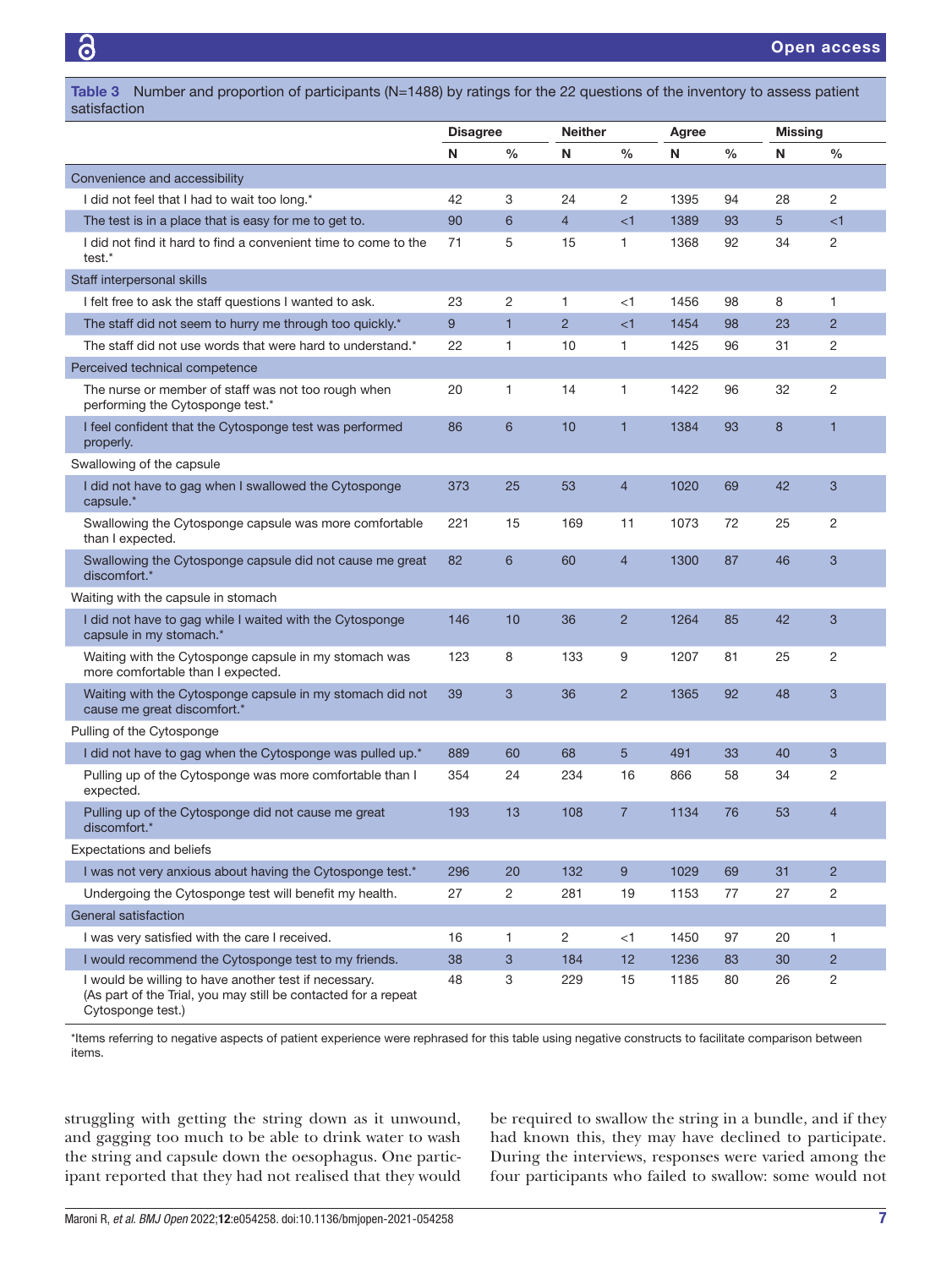**Table 3** Number and proportion of participants (N=1488) by ratings for the 22 questions of the inventory to assess patient satisfaction

| | Disagree | | Neither | | Agree | | Missing | |
|---|---|---|---|---|---|---|---|---|
| | N | % | N | % | N | % | N | % |
| **Convenience and accessibility** | | | | | | | | |
| I did not feel that I had to wait too long.* | 42 | 3 | 24 | 2 | 1395 | 94 | 28 | 2 |
| The test is in a place that is easy for me to get to. | 90 | 6 | 4 | <1 | 1389 | 93 | 5 | <1 |
| I did not find it hard to find a convenient time to come to the test.* | 71 | 5 | 15 | 1 | 1368 | 92 | 34 | 2 |
| **Staff interpersonal skills** | | | | | | | | |
| I felt free to ask the staff questions I wanted to ask. | 23 | 2 | 1 | <1 | 1456 | 98 | 8 | 1 |
| The staff did not seem to hurry me through too quickly.* | 9 | 1 | 2 | <1 | 1454 | 98 | 23 | 2 |
| The staff did not use words that were hard to understand.* | 22 | 1 | 10 | 1 | 1425 | 96 | 31 | 2 |
| **Perceived technical competence** | | | | | | | | |
| The nurse or member of staff was not too rough when performing the Cytosponge test.* | 20 | 1 | 14 | 1 | 1422 | 96 | 32 | 2 |
| I feel confident that the Cytosponge test was performed properly. | 86 | 6 | 10 | 1 | 1384 | 93 | 8 | 1 |
| **Swallowing of the capsule** | | | | | | | | |
| I did not have to gag when I swallowed the Cytosponge capsule.* | 373 | 25 | 53 | 4 | 1020 | 69 | 42 | 3 |
| Swallowing the Cytosponge capsule was more comfortable than I expected. | 221 | 15 | 169 | 11 | 1073 | 72 | 25 | 2 |
| Swallowing the Cytosponge capsule did not cause me great discomfort.* | 82 | 6 | 60 | 4 | 1300 | 87 | 46 | 3 |
| **Waiting with the capsule in stomach** | | | | | | | | |
| I did not have to gag while I waited with the Cytosponge capsule in my stomach.* | 146 | 10 | 36 | 2 | 1264 | 85 | 42 | 3 |
| Waiting with the Cytosponge capsule in my stomach was more comfortable than I expected. | 123 | 8 | 133 | 9 | 1207 | 81 | 25 | 2 |
| Waiting with the Cytosponge capsule in my stomach did not cause me great discomfort.* | 39 | 3 | 36 | 2 | 1365 | 92 | 48 | 3 |
| **Pulling of the Cytosponge** | | | | | | | | |
| I did not have to gag when the Cytosponge was pulled up.* | 889 | 60 | 68 | 5 | 491 | 33 | 40 | 3 |
| Pulling up of the Cytosponge was more comfortable than I expected. | 354 | 24 | 234 | 16 | 866 | 58 | 34 | 2 |
| Pulling up of the Cytosponge did not cause me great discomfort.* | 193 | 13 | 108 | 7 | 1134 | 76 | 53 | 4 |
| **Expectations and beliefs** | | | | | | | | |
| I was not very anxious about having the Cytosponge test.* | 296 | 20 | 132 | 9 | 1029 | 69 | 31 | 2 |
| Undergoing the Cytosponge test will benefit my health. | 27 | 2 | 281 | 19 | 1153 | 77 | 27 | 2 |
| **General satisfaction** | | | | | | | | |
| I was very satisfied with the care I received. | 16 | 1 | 2 | <1 | 1450 | 97 | 20 | 1 |
| I would recommend the Cytosponge test to my friends. | 38 | 3 | 184 | 12 | 1236 | 83 | 30 | 2 |
| I would be willing to have another test if necessary. (As part of the Trial, you may still be contacted for a repeat Cytosponge test.) | 48 | 3 | 229 | 15 | 1185 | 80 | 26 | 2 |

*Items referring to negative aspects of patient experience were rephrased for this table using negative constructs to facilitate comparison between items.

struggling with getting the string down as it unwound, and gagging too much to be able to drink water to wash the string and capsule down the oesophagus. One participant reported that they had not realised that they would be required to swallow the string in a bundle, and if they had known this, they may have declined to participate. During the interviews, responses were varied among the four participants who failed to swallow: some would not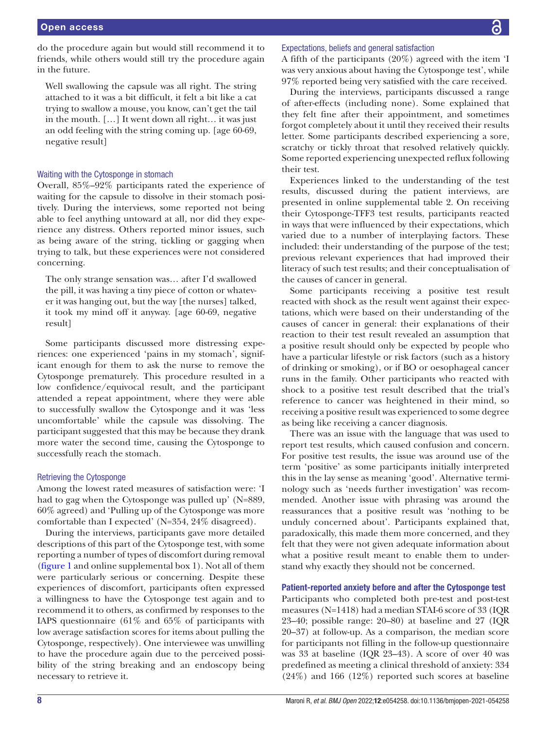do the procedure again but would still recommend it to friends, while others would still try the procedure again in the future.

> Well swallowing the capsule was all right. The string attached to it was a bit difficult, it felt a bit like a cat trying to swallow a mouse, you know, can't get the tail in the mouth. […] It went down all right… it was just an odd feeling with the string coming up. [age 60-69, negative result]

### Waiting with the Cytosponge in stomach

Overall, 85%–92% participants rated the experience of waiting for the capsule to dissolve in their stomach positively. During the interviews, some reported not being able to feel anything untoward at all, nor did they experience any distress. Others reported minor issues, such as being aware of the string, tickling or gagging when trying to talk, but these experiences were not considered concerning.

> The only strange sensation was… after I'd swallowed the pill, it was having a tiny piece of cotton or whatever it was hanging out, but the way [the nurses] talked, it took my mind off it anyway. [age 60-69, negative result]

Some participants discussed more distressing experiences: one experienced 'pains in my stomach', significant enough for them to ask the nurse to remove the Cytosponge prematurely. This procedure resulted in a low confidence/equivocal result, and the participant attended a repeat appointment, where they were able to successfully swallow the Cytosponge and it was 'less uncomfortable' while the capsule was dissolving. The participant suggested that this may be because they drank more water the second time, causing the Cytosponge to successfully reach the stomach.

### Retrieving the Cytosponge

Among the lowest rated measures of satisfaction were: 'I had to gag when the Cytosponge was pulled up' (N=889, 60% agreed) and 'Pulling up of the Cytosponge was more comfortable than I expected' (N=354, 24% disagreed).

During the interviews, participants gave more detailed descriptions of this part of the Cytosponge test, with some reporting a number of types of discomfort during removal (figure 1 and online supplemental box 1). Not all of them were particularly serious or concerning. Despite these experiences of discomfort, participants often expressed a willingness to have the Cytosponge test again and to recommend it to others, as confirmed by responses to the IAPS questionnaire (61% and 65% of participants with low average satisfaction scores for items about pulling the Cytosponge, respectively). One interviewee was unwilling to have the procedure again due to the perceived possibility of the string breaking and an endoscopy being necessary to retrieve it.

### Expectations, beliefs and general satisfaction

A fifth of the participants (20%) agreed with the item 'I was very anxious about having the Cytosponge test', while 97% reported being very satisfied with the care received.

During the interviews, participants discussed a range of after-effects (including none). Some explained that they felt fine after their appointment, and sometimes forgot completely about it until they received their results letter. Some participants described experiencing a sore, scratchy or tickly throat that resolved relatively quickly. Some reported experiencing unexpected reflux following their test.

Experiences linked to the understanding of the test results, discussed during the patient interviews, are presented in online supplemental table 2. On receiving their Cytosponge-TFF3 test results, participants reacted in ways that were influenced by their expectations, which varied due to a number of interplaying factors. These included: their understanding of the purpose of the test; previous relevant experiences that had improved their literacy of such test results; and their conceptualisation of the causes of cancer in general.

Some participants receiving a positive test result reacted with shock as the result went against their expectations, which were based on their understanding of the causes of cancer in general: their explanations of their reaction to their test result revealed an assumption that a positive result should only be expected by people who have a particular lifestyle or risk factors (such as a history of drinking or smoking), or if BO or oesophageal cancer runs in the family. Other participants who reacted with shock to a positive test result described that the trial's reference to cancer was heightened in their mind, so receiving a positive result was experienced to some degree as being like receiving a cancer diagnosis.

There was an issue with the language that was used to report test results, which caused confusion and concern. For positive test results, the issue was around use of the term 'positive' as some participants initially interpreted this in the lay sense as meaning 'good'. Alternative terminology such as 'needs further investigation' was recommended. Another issue with phrasing was around the reassurances that a positive result was 'nothing to be unduly concerned about'. Participants explained that, paradoxically, this made them more concerned, and they felt that they were not given adequate information about what a positive result meant to enable them to understand why exactly they should not be concerned.

## Patient-reported anxiety before and after the Cytosponge test

Participants who completed both pre-test and post-test measures (N=1418) had a median STAI-6 score of 33 (IQR 23–40; possible range: 20–80) at baseline and 27 (IQR 20–37) at follow-up. As a comparison, the median score for participants not filling in the follow-up questionnaire was 33 at baseline (IQR 23–43). A score of over 40 was predefined as meeting a clinical threshold of anxiety: 334 (24%) and 166 (12%) reported such scores at baseline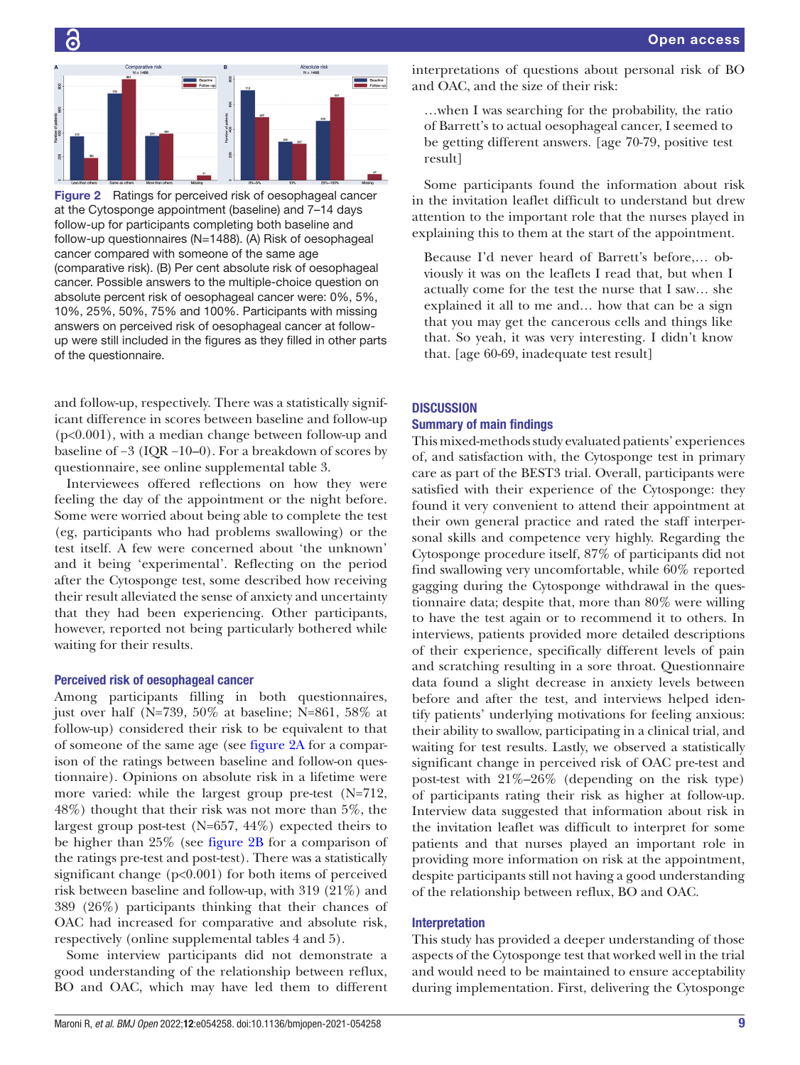Figure 2 Ratings for perceived risk of oesophageal cancer at the Cytosponge appointment (baseline) and 7–14 days follow-up for participants completing both baseline and follow-up questionnaires (N=1488). (A) Risk of oesophageal cancer compared with someone of the same age (comparative risk). (B) Per cent absolute risk of oesophageal cancer. Possible answers to the multiple-choice question on absolute percent risk of oesophageal cancer were: 0%, 5%, 10%, 25%, 50%, 75% and 100%. Participants with missing answers on perceived risk of oesophageal cancer at follow-up were still included in the figures as they filled in other parts of the questionnaire.

and follow-up, respectively. There was a statistically significant difference in scores between baseline and follow-up (p<0.001), with a median change between follow-up and baseline of −3 (IQR −10–0). For a breakdown of scores by questionnaire, see online supplemental table 3.

Interviewees offered reflections on how they were feeling the day of the appointment or the night before. Some were worried about being able to complete the test (eg, participants who had problems swallowing) or the test itself. A few were concerned about 'the unknown' and it being 'experimental'. Reflecting on the period after the Cytosponge test, some described how receiving their result alleviated the sense of anxiety and uncertainty that they had been experiencing. Other participants, however, reported not being particularly bothered while waiting for their results.

### Perceived risk of oesophageal cancer

Among participants filling in both questionnaires, just over half (N=739, 50% at baseline; N=861, 58% at follow-up) considered their risk to be equivalent to that of someone of the same age (see figure 2A for a comparison of the ratings between baseline and follow-on questionnaire). Opinions on absolute risk in a lifetime were more varied: while the largest group pre-test (N=712, 48%) thought that their risk was not more than 5%, the largest group post-test (N=657, 44%) expected theirs to be higher than 25% (see figure 2B for a comparison of the ratings pre-test and post-test). There was a statistically significant change (p<0.001) for both items of perceived risk between baseline and follow-up, with 319 (21%) and 389 (26%) participants thinking that their chances of OAC had increased for comparative and absolute risk, respectively (online supplemental tables 4 and 5).

Some interview participants did not demonstrate a good understanding of the relationship between reflux, BO and OAC, which may have led them to different interpretations of questions about personal risk of BO and OAC, and the size of their risk:

> …when I was searching for the probability, the ratio of Barrett's to actual oesophageal cancer, I seemed to be getting different answers. [age 70-79, positive test result]

Some participants found the information about risk in the invitation leaflet difficult to understand but drew attention to the important role that the nurses played in explaining this to them at the start of the appointment.

> Because I'd never heard of Barrett's before,… obviously it was on the leaflets I read that, but when I actually come for the test the nurse that I saw… she explained it all to me and… how that can be a sign that you may get the cancerous cells and things like that. So yeah, it was very interesting. I didn't know that. [age 60-69, inadequate test result]

## DISCUSSION

### Summary of main findings

This mixed-methods study evaluated patients' experiences of, and satisfaction with, the Cytosponge test in primary care as part of the BEST3 trial. Overall, participants were satisfied with their experience of the Cytosponge: they found it very convenient to attend their appointment at their own general practice and rated the staff interpersonal skills and competence very highly. Regarding the Cytosponge procedure itself, 87% of participants did not find swallowing very uncomfortable, while 60% reported gagging during the Cytosponge withdrawal in the questionnaire data; despite that, more than 80% were willing to have the test again or to recommend it to others. In interviews, patients provided more detailed descriptions of their experience, specifically different levels of pain and scratching resulting in a sore throat. Questionnaire data found a slight decrease in anxiety levels between before and after the test, and interviews helped identify patients' underlying motivations for feeling anxious: their ability to swallow, participating in a clinical trial, and waiting for test results. Lastly, we observed a statistically significant change in perceived risk of OAC pre-test and post-test with 21%–26% (depending on the risk type) of participants rating their risk as higher at follow-up. Interview data suggested that information about risk in the invitation leaflet was difficult to interpret for some patients and that nurses played an important role in providing more information on risk at the appointment, despite participants still not having a good understanding of the relationship between reflux, BO and OAC.

### Interpretation

This study has provided a deeper understanding of those aspects of the Cytosponge test that worked well in the trial and would need to be maintained to ensure acceptability during implementation. First, delivering the Cytosponge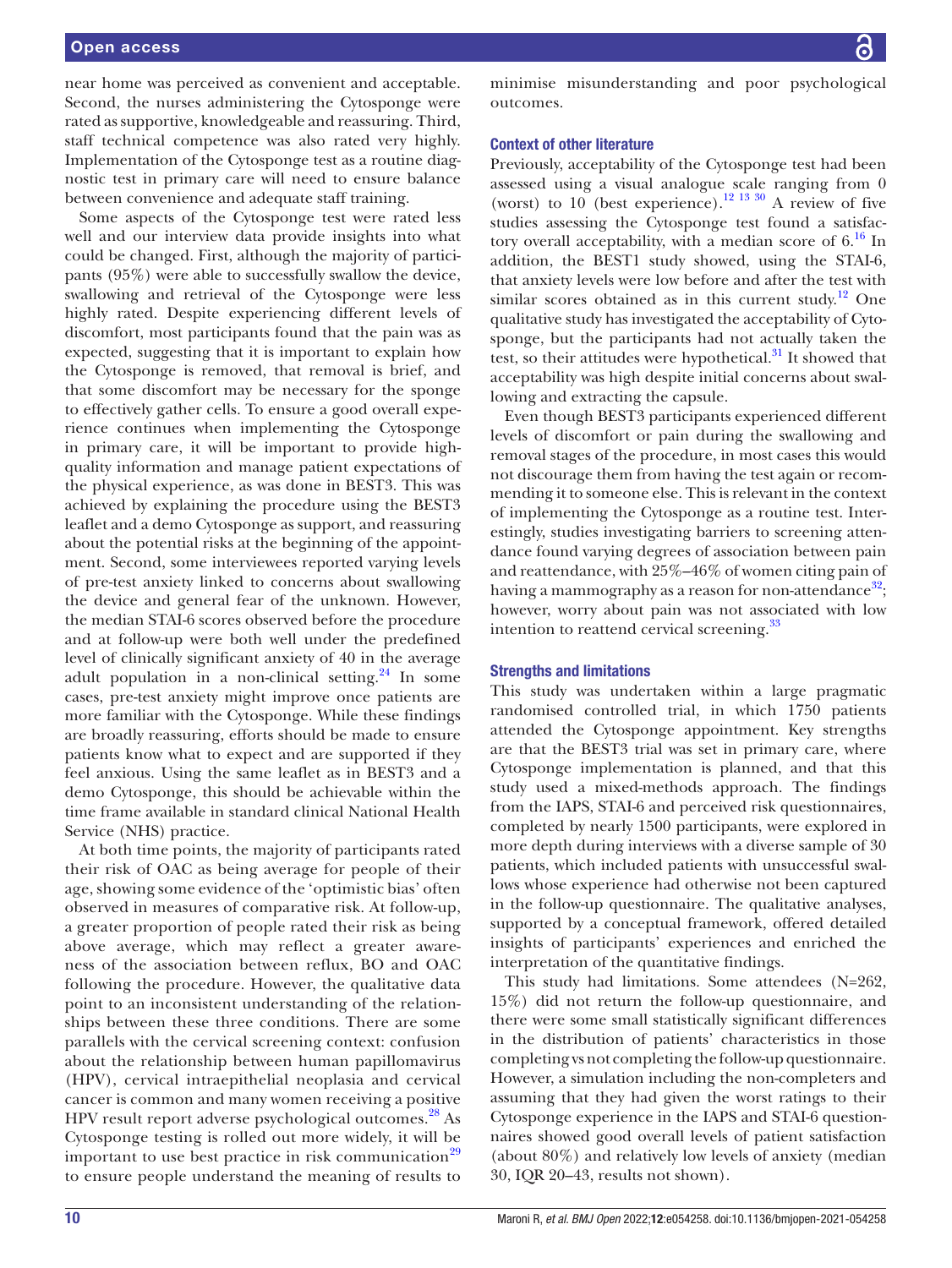near home was perceived as convenient and acceptable. Second, the nurses administering the Cytosponge were rated as supportive, knowledgeable and reassuring. Third, staff technical competence was also rated very highly. Implementation of the Cytosponge test as a routine diagnostic test in primary care will need to ensure balance between convenience and adequate staff training.

Some aspects of the Cytosponge test were rated less well and our interview data provide insights into what could be changed. First, although the majority of participants (95%) were able to successfully swallow the device, swallowing and retrieval of the Cytosponge were less highly rated. Despite experiencing different levels of discomfort, most participants found that the pain was as expected, suggesting that it is important to explain how the Cytosponge is removed, that removal is brief, and that some discomfort may be necessary for the sponge to effectively gather cells. To ensure a good overall experience continues when implementing the Cytosponge in primary care, it will be important to provide high-quality information and manage patient expectations of the physical experience, as was done in BEST3. This was achieved by explaining the procedure using the BEST3 leaflet and a demo Cytosponge as support, and reassuring about the potential risks at the beginning of the appointment. Second, some interviewees reported varying levels of pre-test anxiety linked to concerns about swallowing the device and general fear of the unknown. However, the median STAI-6 scores observed before the procedure and at follow-up were both well under the predefined level of clinically significant anxiety of 40 in the average adult population in a non-clinical setting.[24] In some cases, pre-test anxiety might improve once patients are more familiar with the Cytosponge. While these findings are broadly reassuring, efforts should be made to ensure patients know what to expect and are supported if they feel anxious. Using the same leaflet as in BEST3 and a demo Cytosponge, this should be achievable within the time frame available in standard clinical National Health Service (NHS) practice.

At both time points, the majority of participants rated their risk of OAC as being average for people of their age, showing some evidence of the 'optimistic bias' often observed in measures of comparative risk. At follow-up, a greater proportion of people rated their risk as being above average, which may reflect a greater awareness of the association between reflux, BO and OAC following the procedure. However, the qualitative data point to an inconsistent understanding of the relationships between these three conditions. There are some parallels with the cervical screening context: confusion about the relationship between human papillomavirus (HPV), cervical intraepithelial neoplasia and cervical cancer is common and many women receiving a positive HPV result report adverse psychological outcomes.[28] As Cytosponge testing is rolled out more widely, it will be important to use best practice in risk communication[29] to ensure people understand the meaning of results to minimise misunderstanding and poor psychological outcomes.

### Context of other literature

Previously, acceptability of the Cytosponge test had been assessed using a visual analogue scale ranging from 0 (worst) to 10 (best experience).[12 13 30] A review of five studies assessing the Cytosponge test found a satisfactory overall acceptability, with a median score of 6.[16] In addition, the BEST1 study showed, using the STAI-6, that anxiety levels were low before and after the test with similar scores obtained as in this current study.[12] One qualitative study has investigated the acceptability of Cytosponge, but the participants had not actually taken the test, so their attitudes were hypothetical.[31] It showed that acceptability was high despite initial concerns about swallowing and extracting the capsule.

Even though BEST3 participants experienced different levels of discomfort or pain during the swallowing and removal stages of the procedure, in most cases this would not discourage them from having the test again or recommending it to someone else. This is relevant in the context of implementing the Cytosponge as a routine test. Interestingly, studies investigating barriers to screening attendance found varying degrees of association between pain and reattendance, with 25%–46% of women citing pain of having a mammography as a reason for non-attendance[32]; however, worry about pain was not associated with low intention to reattend cervical screening.[33]

### Strengths and limitations

This study was undertaken within a large pragmatic randomised controlled trial, in which 1750 patients attended the Cytosponge appointment. Key strengths are that the BEST3 trial was set in primary care, where Cytosponge implementation is planned, and that this study used a mixed-methods approach. The findings from the IAPS, STAI-6 and perceived risk questionnaires, completed by nearly 1500 participants, were explored in more depth during interviews with a diverse sample of 30 patients, which included patients with unsuccessful swallows whose experience had otherwise not been captured in the follow-up questionnaire. The qualitative analyses, supported by a conceptual framework, offered detailed insights of participants' experiences and enriched the interpretation of the quantitative findings.

This study had limitations. Some attendees (N=262, 15%) did not return the follow-up questionnaire, and there were some small statistically significant differences in the distribution of patients' characteristics in those completing vs not completing the follow-up questionnaire. However, a simulation including the non-completers and assuming that they had given the worst ratings to their Cytosponge experience in the IAPS and STAI-6 questionnaires showed good overall levels of patient satisfaction (about 80%) and relatively low levels of anxiety (median 30, IQR 20–43, results not shown).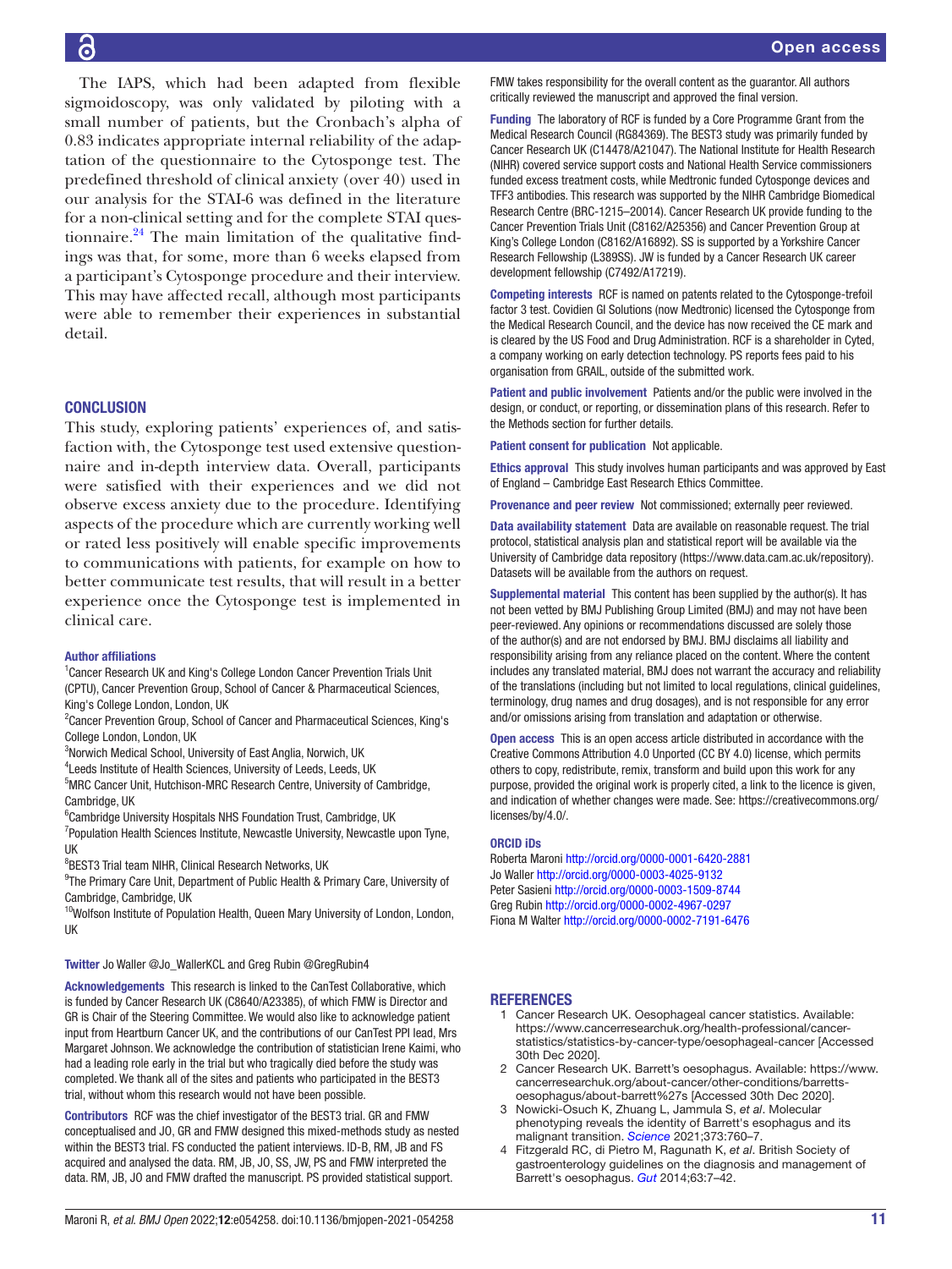The IAPS, which had been adapted from flexible sigmoidoscopy, was only validated by piloting with a small number of patients, but the Cronbach's alpha of 0.83 indicates appropriate internal reliability of the adaptation of the questionnaire to the Cytosponge test. The predefined threshold of clinical anxiety (over 40) used in our analysis for the STAI-6 was defined in the literature for a non-clinical setting and for the complete STAI questionnaire.[24] The main limitation of the qualitative findings was that, for some, more than 6 weeks elapsed from a participant's Cytosponge procedure and their interview. This may have affected recall, although most participants were able to remember their experiences in substantial detail.

## CONCLUSION

This study, exploring patients' experiences of, and satisfaction with, the Cytosponge test used extensive questionnaire and in-depth interview data. Overall, participants were satisfied with their experiences and we did not observe excess anxiety due to the procedure. Identifying aspects of the procedure which are currently working well or rated less positively will enable specific improvements to communications with patients, for example on how to better communicate test results, that will result in a better experience once the Cytosponge test is implemented in clinical care.

**Author affiliations**

[1]Cancer Research UK and King's College London Cancer Prevention Trials Unit (CPTU), Cancer Prevention Group, School of Cancer & Pharmaceutical Sciences, King's College London, London, UK
[2]Cancer Prevention Group, School of Cancer and Pharmaceutical Sciences, King's College London, London, UK
[3]Norwich Medical School, University of East Anglia, Norwich, UK
[4]Leeds Institute of Health Sciences, University of Leeds, Leeds, UK
[5]MRC Cancer Unit, Hutchison-MRC Research Centre, University of Cambridge, Cambridge, UK
[6]Cambridge University Hospitals NHS Foundation Trust, Cambridge, UK
[7]Population Health Sciences Institute, Newcastle University, Newcastle upon Tyne, UK
[8]BEST3 Trial team NIHR, Clinical Research Networks, UK
[9]The Primary Care Unit, Department of Public Health & Primary Care, University of Cambridge, Cambridge, UK
[10]Wolfson Institute of Population Health, Queen Mary University of London, London, UK

**Twitter** Jo Waller @Jo_WallerKCL and Greg Rubin @GregRubin4

**Acknowledgements** This research is linked to the CanTest Collaborative, which is funded by Cancer Research UK (C8640/A23385), of which FMW is Director and GR is Chair of the Steering Committee. We would also like to acknowledge patient input from Heartburn Cancer UK, and the contributions of our CanTest PPI lead, Mrs Margaret Johnson. We acknowledge the contribution of statistician Irene Kaimi, who had a leading role early in the trial but who tragically died before the study was completed. We thank all of the sites and patients who participated in the BEST3 trial, without whom this research would not have been possible.

**Contributors** RCF was the chief investigator of the BEST3 trial. GR and FMW conceptualised and JO, GR and FMW designed this mixed-methods study as nested within the BEST3 trial. FS conducted the patient interviews. ID-B, RM, JB and FS acquired and analysed the data. RM, JB, JO, SS, JW, PS and FMW interpreted the data. RM, JB, JO and FMW drafted the manuscript. PS provided statistical support. FMW takes responsibility for the overall content as the guarantor. All authors critically reviewed the manuscript and approved the final version.

**Funding** The laboratory of RCF is funded by a Core Programme Grant from the Medical Research Council (RG84369). The BEST3 study was primarily funded by Cancer Research UK (C14478/A21047). The National Institute for Health Research (NIHR) covered service support costs and National Health Service commissioners funded excess treatment costs, while Medtronic funded Cytosponge devices and TFF3 antibodies. This research was supported by the NIHR Cambridge Biomedical Research Centre (BRC-1215–20014). Cancer Research UK provide funding to the Cancer Prevention Trials Unit (C8162/A25356) and Cancer Prevention Group at King's College London (C8162/A16892). SS is supported by a Yorkshire Cancer Research Fellowship (L389SS). JW is funded by a Cancer Research UK career development fellowship (C7492/A17219).

**Competing interests** RCF is named on patents related to the Cytosponge-trefoil factor 3 test. Covidien GI Solutions (now Medtronic) licensed the Cytosponge from the Medical Research Council, and the device has now received the CE mark and is cleared by the US Food and Drug Administration. RCF is a shareholder in Cyted, a company working on early detection technology. PS reports fees paid to his organisation from GRAIL, outside of the submitted work.

**Patient and public involvement** Patients and/or the public were involved in the design, or conduct, or reporting, or dissemination plans of this research. Refer to the Methods section for further details.

**Patient consent for publication** Not applicable.

**Ethics approval** This study involves human participants and was approved by East of England – Cambridge East Research Ethics Committee.

**Provenance and peer review** Not commissioned; externally peer reviewed.

**Data availability statement** Data are available on reasonable request. The trial protocol, statistical analysis plan and statistical report will be available via the University of Cambridge data repository (https://www.data.cam.ac.uk/repository). Datasets will be available from the authors on request.

**Supplemental material** This content has been supplied by the author(s). It has not been vetted by BMJ Publishing Group Limited (BMJ) and may not have been peer-reviewed. Any opinions or recommendations discussed are solely those of the author(s) and are not endorsed by BMJ. BMJ disclaims all liability and responsibility arising from any reliance placed on the content. Where the content includes any translated material, BMJ does not warrant the accuracy and reliability of the translations (including but not limited to local regulations, clinical guidelines, terminology, drug names and drug dosages), and is not responsible for any error and/or omissions arising from translation and adaptation or otherwise.

**Open access** This is an open access article distributed in accordance with the Creative Commons Attribution 4.0 Unported (CC BY 4.0) license, which permits others to copy, redistribute, remix, transform and build upon this work for any purpose, provided the original work is properly cited, a link to the licence is given, and indication of whether changes were made. See: https://creativecommons.org/licenses/by/4.0/.

**ORCID iDs**

Roberta Maroni http://orcid.org/0000-0001-6420-2881
Jo Waller http://orcid.org/0000-0003-4025-9132
Peter Sasieni http://orcid.org/0000-0003-1509-8744
Greg Rubin http://orcid.org/0000-0002-4967-0297
Fiona M Walter http://orcid.org/0000-0002-7191-6476

## REFERENCES

1. Cancer Research UK. Oesophageal cancer statistics. Available: https://www.cancerresearchuk.org/health-professional/cancer-statistics/statistics-by-cancer-type/oesophageal-cancer [Accessed 30th Dec 2020].
2. Cancer Research UK. Barrett's oesophagus. Available: https://www.cancerresearchuk.org/about-cancer/other-conditions/barretts-oesophagus/about-barrett%27s [Accessed 30th Dec 2020].
3. Nowicki-Osuch K, Zhuang L, Jammula S, *et al*. Molecular phenotyping reveals the identity of Barrett's esophagus and its malignant transition. *Science* 2021;373:760–7.
4. Fitzgerald RC, di Pietro M, Ragunath K, *et al*. British Society of gastroenterology guidelines on the diagnosis and management of Barrett's oesophagus. *Gut* 2014;63:7–42.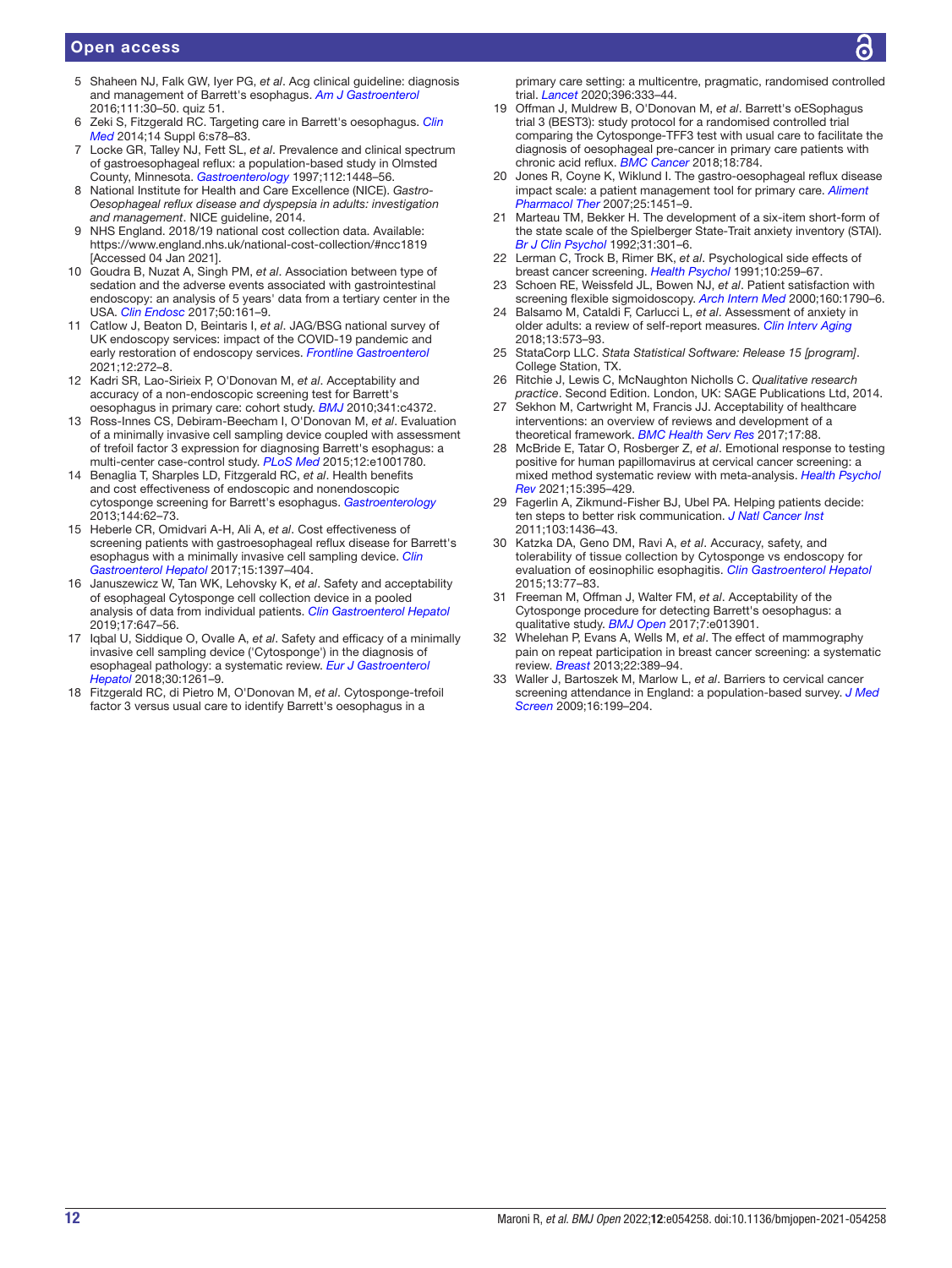5 Shaheen NJ, Falk GW, Iyer PG, *et al*. Acg clinical guideline: diagnosis and management of Barrett's esophagus. *Am J Gastroenterol* 2016;111:30–50. quiz 51.
6 Zeki S, Fitzgerald RC. Targeting care in Barrett's oesophagus. *Clin Med* 2014;14 Suppl 6:s78–83.
7 Locke GR, Talley NJ, Fett SL, *et al*. Prevalence and clinical spectrum of gastroesophageal reflux: a population-based study in Olmsted County, Minnesota. *Gastroenterology* 1997;112:1448–56.
8 National Institute for Health and Care Excellence (NICE). *Gastro-Oesophageal reflux disease and dyspepsia in adults: investigation and management*. NICE guideline, 2014.
9 NHS England. 2018/19 national cost collection data. Available: https://www.england.nhs.uk/national-cost-collection/#ncc1819 [Accessed 04 Jan 2021].
10 Goudra B, Nuzat A, Singh PM, *et al*. Association between type of sedation and the adverse events associated with gastrointestinal endoscopy: an analysis of 5 years' data from a tertiary center in the USA. *Clin Endosc* 2017;50:161–9.
11 Catlow J, Beaton D, Beintaris I, *et al*. JAG/BSG national survey of UK endoscopy services: impact of the COVID-19 pandemic and early restoration of endoscopy services. *Frontline Gastroenterol* 2021;12:272–8.
12 Kadri SR, Lao-Sirieix P, O'Donovan M, *et al*. Acceptability and accuracy of a non-endoscopic screening test for Barrett's oesophagus in primary care: cohort study. *BMJ* 2010;341:c4372.
13 Ross-Innes CS, Debiram-Beecham I, O'Donovan M, *et al*. Evaluation of a minimally invasive cell sampling device coupled with assessment of trefoil factor 3 expression for diagnosing Barrett's esophagus: a multi-center case-control study. *PLoS Med* 2015;12:e1001780.
14 Benaglia T, Sharples LD, Fitzgerald RC, *et al*. Health benefits and cost effectiveness of endoscopic and nonendoscopic cytosponge screening for Barrett's esophagus. *Gastroenterology* 2013;144:62–73.
15 Heberle CR, Omidvari A-H, Ali A, *et al*. Cost effectiveness of screening patients with gastroesophageal reflux disease for Barrett's esophagus with a minimally invasive cell sampling device. *Clin Gastroenterol Hepatol* 2017;15:1397–404.
16 Januszewicz W, Tan WK, Lehovsky K, *et al*. Safety and acceptability of esophageal Cytosponge cell collection device in a pooled analysis of data from individual patients. *Clin Gastroenterol Hepatol* 2019;17:647–56.
17 Iqbal U, Siddique O, Ovalle A, *et al*. Safety and efficacy of a minimally invasive cell sampling device ('Cytosponge') in the diagnosis of esophageal pathology: a systematic review. *Eur J Gastroenterol Hepatol* 2018;30:1261–9.
18 Fitzgerald RC, di Pietro M, O'Donovan M, *et al*. Cytosponge-trefoil factor 3 versus usual care to identify Barrett's oesophagus in a primary care setting: a multicentre, pragmatic, randomised controlled trial. *Lancet* 2020;396:333–44.
19 Offman J, Muldrew B, O'Donovan M, *et al*. Barrett's oESophagus trial 3 (BEST3): study protocol for a randomised controlled trial comparing the Cytosponge-TFF3 test with usual care to facilitate the diagnosis of oesophageal pre-cancer in primary care patients with chronic acid reflux. *BMC Cancer* 2018;18:784.
20 Jones R, Coyne K, Wiklund I. The gastro-oesophageal reflux disease impact scale: a patient management tool for primary care. *Aliment Pharmacol Ther* 2007;25:1451–9.
21 Marteau TM, Bekker H. The development of a six-item short-form of the state scale of the Spielberger State-Trait anxiety inventory (STAI). *Br J Clin Psychol* 1992;31:301–6.
22 Lerman C, Trock B, Rimer BK, *et al*. Psychological side effects of breast cancer screening. *Health Psychol* 1991;10:259–67.
23 Schoen RE, Weissfeld JL, Bowen NJ, *et al*. Patient satisfaction with screening flexible sigmoidoscopy. *Arch Intern Med* 2000;160:1790–6.
24 Balsamo M, Cataldi F, Carlucci L, *et al*. Assessment of anxiety in older adults: a review of self-report measures. *Clin Interv Aging* 2018;13:573–93.
25 StataCorp LLC. *Stata Statistical Software: Release 15 [program]*. College Station, TX.
26 Ritchie J, Lewis C, McNaughton Nicholls C. *Qualitative research practice*. Second Edition. London, UK: SAGE Publications Ltd, 2014.
27 Sekhon M, Cartwright M, Francis JJ. Acceptability of healthcare interventions: an overview of reviews and development of a theoretical framework. *BMC Health Serv Res* 2017;17:88.
28 McBride E, Tatar O, Rosberger Z, *et al*. Emotional response to testing positive for human papillomavirus at cervical cancer screening: a mixed method systematic review with meta-analysis. *Health Psychol Rev* 2021;15:395–429.
29 Fagerlin A, Zikmund-Fisher BJ, Ubel PA. Helping patients decide: ten steps to better risk communication. *J Natl Cancer Inst* 2011;103:1436–43.
30 Katzka DA, Geno DM, Ravi A, *et al*. Accuracy, safety, and tolerability of tissue collection by Cytosponge vs endoscopy for evaluation of eosinophilic esophagitis. *Clin Gastroenterol Hepatol* 2015;13:77–83.
31 Freeman M, Offman J, Walter FM, *et al*. Acceptability of the Cytosponge procedure for detecting Barrett's oesophagus: a qualitative study. *BMJ Open* 2017;7:e013901.
32 Whelehan P, Evans A, Wells M, *et al*. The effect of mammography pain on repeat participation in breast cancer screening: a systematic review. *Breast* 2013;22:389–94.
33 Waller J, Bartoszek M, Marlow L, *et al*. Barriers to cervical cancer screening attendance in England: a population-based survey. *J Med Screen* 2009;16:199–204.